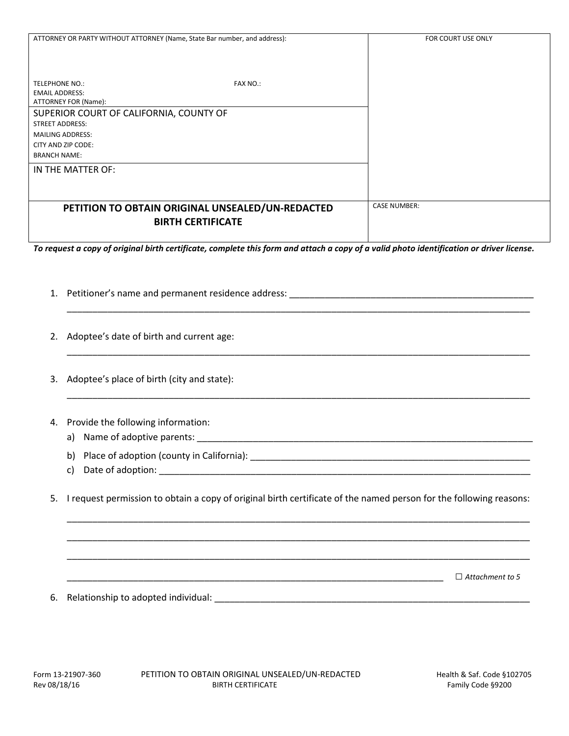| ATTORNEY OR PARTY WITHOUT ATTORNEY (Name, State Bar number, and address): | FOR COURT USE ONLY |
| --- | --- |
| TELEPHONE NO.: FAX NO.:<br>EMAIL ADDRESS:<br>ATTORNEY FOR (Name): | |
| SUPERIOR COURT OF CALIFORNIA, COUNTY OF<br>STREET ADDRESS:<br>MAILING ADDRESS:<br>CITY AND ZIP CODE:<br>BRANCH NAME: | |
| IN THE MATTER OF: | |
| **PETITION TO OBTAIN ORIGINAL UNSEALED/UN-REDACTED BIRTH CERTIFICATE** | CASE NUMBER: |

***To request a copy of original birth certificate, complete this form and attach a copy of a valid photo identification or driver license.***

1. Petitioner's name and permanent residence address: ____________________________________________
   ________________________________________________________________________________________

2. Adoptee's date of birth and current age:
   ________________________________________________________________________________________

3. Adoptee's place of birth (city and state):
   ________________________________________________________________________________________

4. Provide the following information:
   a) Name of adoptive parents: ________________________________________________________________
   b) Place of adoption (county in California): ___________________________________________________
   c) Date of adoption: _______________________________________________________________________

5. I request permission to obtain a copy of original birth certificate of the named person for the following reasons:
   ________________________________________________________________________________________
   ________________________________________________________________________________________
   ________________________________________________________________________________________
   ______________________________________________________________________ ☐ *Attachment to 5*

6. Relationship to adopted individual: _________________________________________________________

Form 13-21907-360
Rev 08/18/16

PETITION TO OBTAIN ORIGINAL UNSEALED/UN-REDACTED BIRTH CERTIFICATE

Health & Saf. Code §102705
Family Code §9200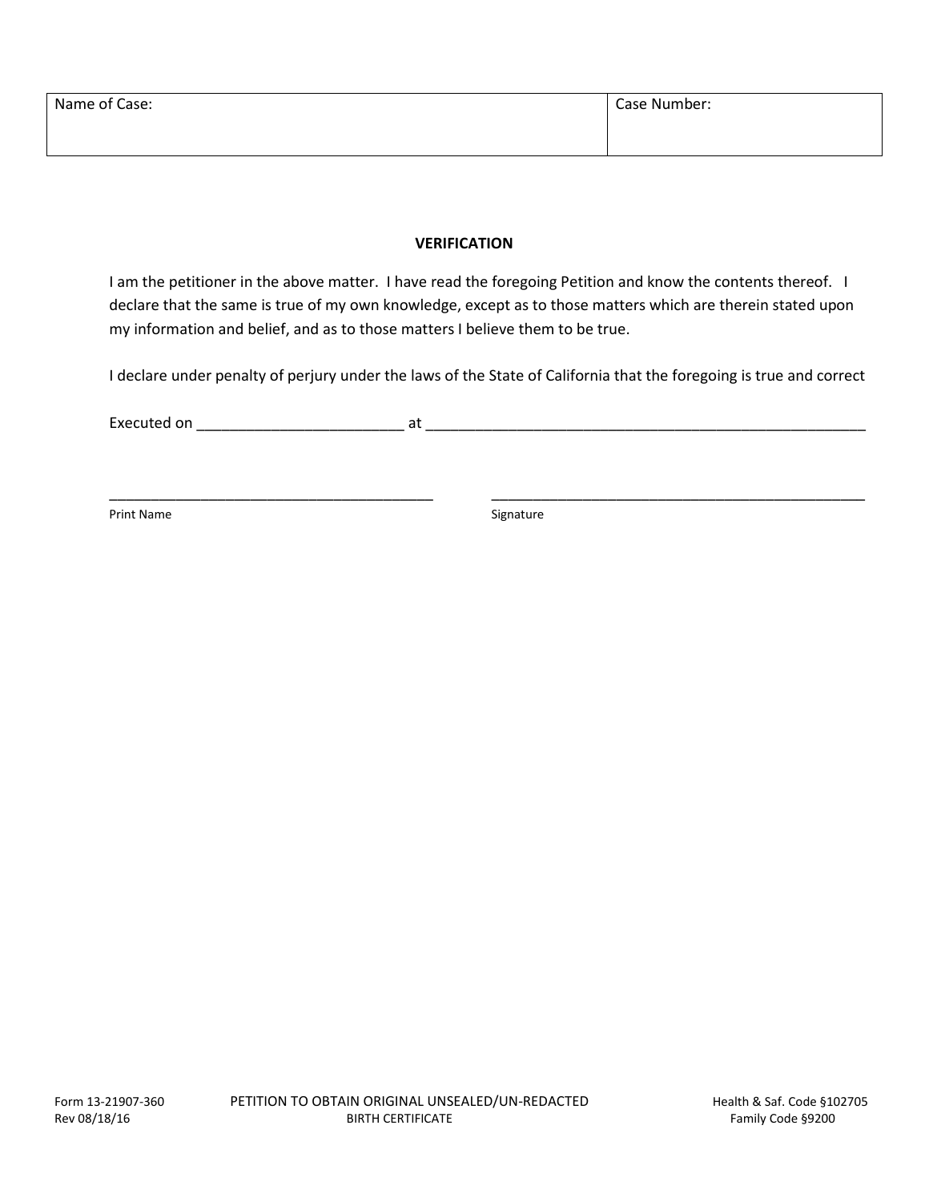| Name of Case: | Case Number: |
| --- | --- |
| | |

**VERIFICATION**

I am the petitioner in the above matter. I have read the foregoing Petition and know the contents thereof. I declare that the same is true of my own knowledge, except as to those matters which are therein stated upon my information and belief, and as to those matters I believe them to be true.

I declare under penalty of perjury under the laws of the State of California that the foregoing is true and correct

Executed on _________________________ at ______________________________________________________

________________________________________ ________________________________________________

Print Name Signature

Form 13-21907-360 PETITION TO OBTAIN ORIGINAL UNSEALED/UN-REDACTED Health & Saf. Code §102705
Rev 08/18/16 BIRTH CERTIFICATE Family Code §9200